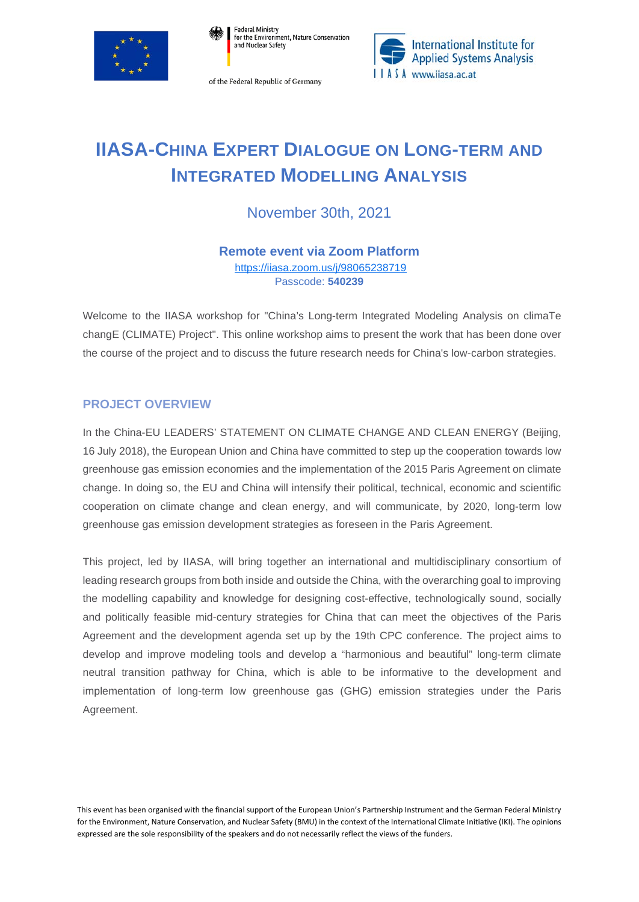Federal Ministry for the Environment, Nature Conservation and Nuclear Safety of the Federal Republic of Germany

International Institute for Applied Systems Analysis
IIASA www.iiasa.ac.at

# IIASA-China Expert Dialogue on Long-term and Integrated Modelling Analysis

November 30th, 2021

**Remote event via Zoom Platform**
https://iiasa.zoom.us/j/98065238719
Passcode: **540239**

Welcome to the IIASA workshop for "China's Long-term Integrated Modeling Analysis on climaTe changE (CLIMATE) Project". This online workshop aims to present the work that has been done over the course of the project and to discuss the future research needs for China's low-carbon strategies.

## PROJECT OVERVIEW

In the China-EU LEADERS' STATEMENT ON CLIMATE CHANGE AND CLEAN ENERGY (Beijing, 16 July 2018), the European Union and China have committed to step up the cooperation towards low greenhouse gas emission economies and the implementation of the 2015 Paris Agreement on climate change. In doing so, the EU and China will intensify their political, technical, economic and scientific cooperation on climate change and clean energy, and will communicate, by 2020, long-term low greenhouse gas emission development strategies as foreseen in the Paris Agreement.

This project, led by IIASA, will bring together an international and multidisciplinary consortium of leading research groups from both inside and outside the China, with the overarching goal to improving the modelling capability and knowledge for designing cost-effective, technologically sound, socially and politically feasible mid-century strategies for China that can meet the objectives of the Paris Agreement and the development agenda set up by the 19th CPC conference. The project aims to develop and improve modeling tools and develop a "harmonious and beautiful" long-term climate neutral transition pathway for China, which is able to be informative to the development and implementation of long-term low greenhouse gas (GHG) emission strategies under the Paris Agreement.

This event has been organised with the financial support of the European Union's Partnership Instrument and the German Federal Ministry for the Environment, Nature Conservation, and Nuclear Safety (BMU) in the context of the International Climate Initiative (IKI). The opinions expressed are the sole responsibility of the speakers and do not necessarily reflect the views of the funders.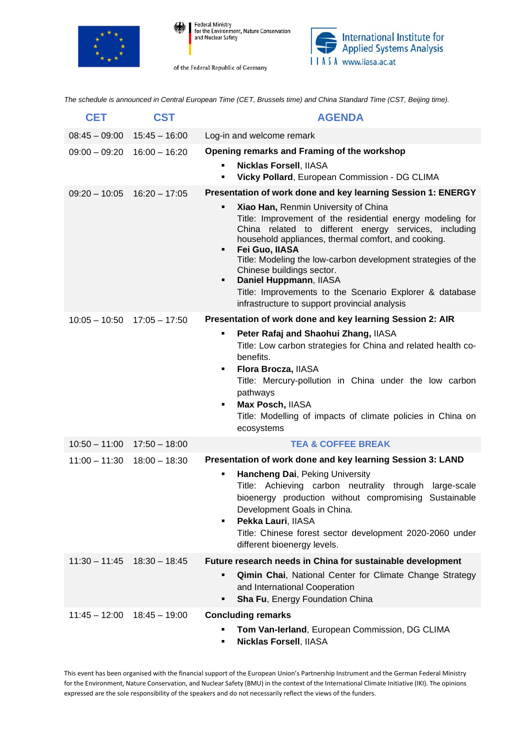Federal Ministry for the Environment, Nature Conservation and Nuclear Safety

of the Federal Republic of Germany

International Institute for Applied Systems Analysis

IIASA www.iiasa.ac.at

*The schedule is announced in Central European Time (CET, Brussels time) and China Standard Time (CST, Beijing time).*

| CET | CST | AGENDA |
|---|---|---|
| 08:45 – 09:00 | 15:45 – 16:00 | Log-in and welcome remark |
| 09:00 – 09:20 | 16:00 – 16:20 | **Opening remarks and Framing of the workshop**<br>▪ **Nicklas Forsell**, IIASA<br>▪ **Vicky Pollard**, European Commission - DG CLIMA |
| 09:20 – 10:05 | 16:20 – 17:05 | **Presentation of work done and key learning Session 1: ENERGY**<br>▪ **Xiao Han,** Renmin University of China<br>Title: Improvement of the residential energy modeling for China related to different energy services, including household appliances, thermal comfort, and cooking.<br>▪ **Fei Guo, IIASA**<br>Title: Modeling the low-carbon development strategies of the Chinese buildings sector.<br>▪ **Daniel Huppmann**, IIASA<br>Title: Improvements to the Scenario Explorer & database infrastructure to support provincial analysis |
| 10:05 – 10:50 | 17:05 – 17:50 | **Presentation of work done and key learning Session 2: AIR**<br>▪ **Peter Rafaj and Shaohui Zhang,** IIASA<br>Title: Low carbon strategies for China and related health co-benefits.<br>▪ **Flora Brocza,** IIASA<br>Title: Mercury-pollution in China under the low carbon pathways<br>▪ **Max Posch,** IIASA<br>Title: Modelling of impacts of climate policies in China on ecosystems |
| 10:50 – 11:00 | 17:50 – 18:00 | **TEA & COFFEE BREAK** |
| 11:00 – 11:30 | 18:00 – 18:30 | **Presentation of work done and key learning Session 3: LAND**<br>▪ **Hancheng Dai**, Peking University<br>Title: Achieving carbon neutrality through large-scale bioenergy production without compromising Sustainable Development Goals in China.<br>▪ **Pekka Lauri**, IIASA<br>Title: Chinese forest sector development 2020-2060 under different bioenergy levels. |
| 11:30 – 11:45 | 18:30 – 18:45 | **Future research needs in China for sustainable development**<br>▪ **Qimin Chai**, National Center for Climate Change Strategy and International Cooperation<br>▪ **Sha Fu**, Energy Foundation China |
| 11:45 – 12:00 | 18:45 – 19:00 | **Concluding remarks**<br>▪ **Tom Van-Ierland**, European Commission, DG CLIMA<br>▪ **Nicklas Forsell**, IIASA |

This event has been organised with the financial support of the European Union's Partnership Instrument and the German Federal Ministry for the Environment, Nature Conservation, and Nuclear Safety (BMU) in the context of the International Climate Initiative (IKI). The opinions expressed are the sole responsibility of the speakers and do not necessarily reflect the views of the funders.